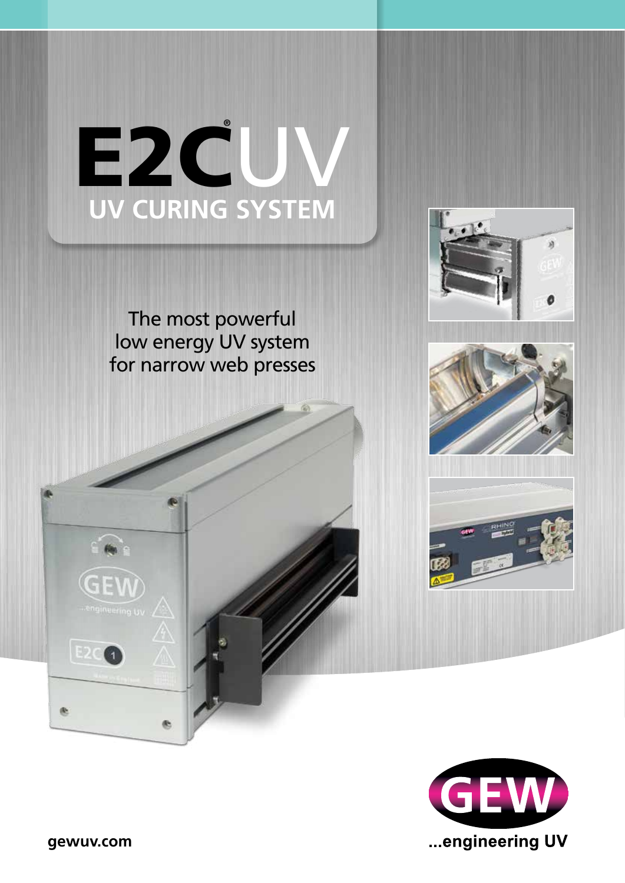# E2C® UV

## UV CURING SYSTEM

The most powerful low energy UV system for narrow web presses

gewuv.com

...engineering UV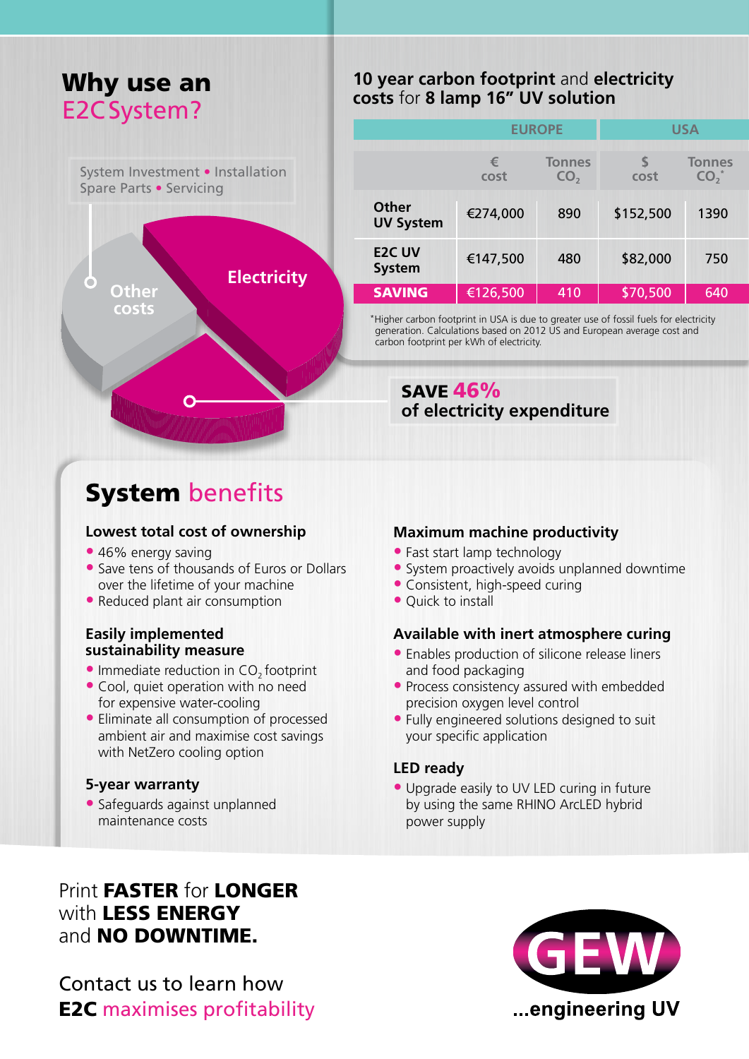# Why use an E2C System?

System Investment • Installation
Spare Parts • Servicing

Other costs

Electricity

## 10 year carbon footprint and electricity costs for 8 lamp 16" UV solution

| | EUROPE | | USA | |
|---|---|---|---|---|
| | € cost | Tonnes $CO_2$ | $ cost | Tonnes $CO_2$* |
| Other UV System | €274,000 | 890 | $152,500 | 1390 |
| E2C UV System | €147,500 | 480 | $82,000 | 750 |
| **SAVING** | €126,500 | 410 | $70,500 | 640 |

*Higher carbon footprint in USA is due to greater use of fossil fuels for electricity generation. Calculations based on 2012 US and European average cost and carbon footprint per kWh of electricity.

**SAVE 46% of electricity expenditure**

## System benefits

### Lowest total cost of ownership

- 46% energy saving
- Save tens of thousands of Euros or Dollars over the lifetime of your machine
- Reduced plant air consumption

### Easily implemented sustainability measure

- Immediate reduction in $CO_2$ footprint
- Cool, quiet operation with no need for expensive water-cooling
- Eliminate all consumption of processed ambient air and maximise cost savings with NetZero cooling option

### 5-year warranty

- Safeguards against unplanned maintenance costs

### Maximum machine productivity

- Fast start lamp technology
- System proactively avoids unplanned downtime
- Consistent, high-speed curing
- Quick to install

### Available with inert atmosphere curing

- Enables production of silicone release liners and food packaging
- Process consistency assured with embedded precision oxygen level control
- Fully engineered solutions designed to suit your specific application

### LED ready

- Upgrade easily to UV LED curing in future by using the same RHINO ArcLED hybrid power supply

Print **FASTER** for **LONGER** with **LESS ENERGY** and **NO DOWNTIME.**

Contact us to learn how **E2C** maximises profitability

GEW ...engineering UV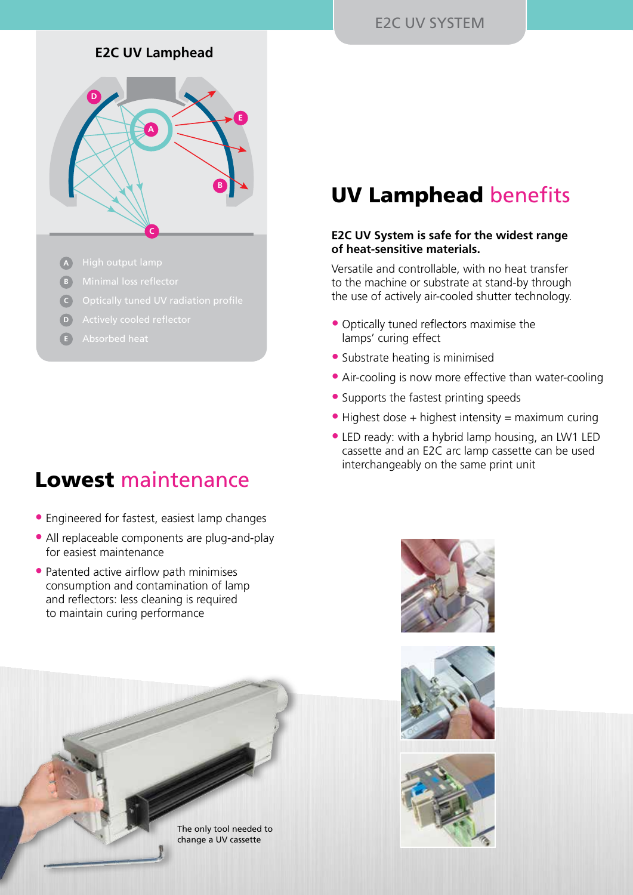## E2C UV Lamphead

- A High output lamp
- B Minimal loss reflector
- C Optically tuned UV radiation profile
- D Actively cooled reflector
- E Absorbed heat

## UV Lamphead benefits

**E2C UV System is safe for the widest range of heat-sensitive materials.**

Versatile and controllable, with no heat transfer to the machine or substrate at stand-by through the use of actively air-cooled shutter technology.

- Optically tuned reflectors maximise the lamps' curing effect
- Substrate heating is minimised
- Air-cooling is now more effective than water-cooling
- Supports the fastest printing speeds
- Highest dose + highest intensity = maximum curing
- LED ready: with a hybrid lamp housing, an LW1 LED cassette and an E2C arc lamp cassette can be used interchangeably on the same print unit

## Lowest maintenance

- Engineered for fastest, easiest lamp changes
- All replaceable components are plug-and-play for easiest maintenance
- Patented active airflow path minimises consumption and contamination of lamp and reflectors: less cleaning is required to maintain curing performance

The only tool needed to change a UV cassette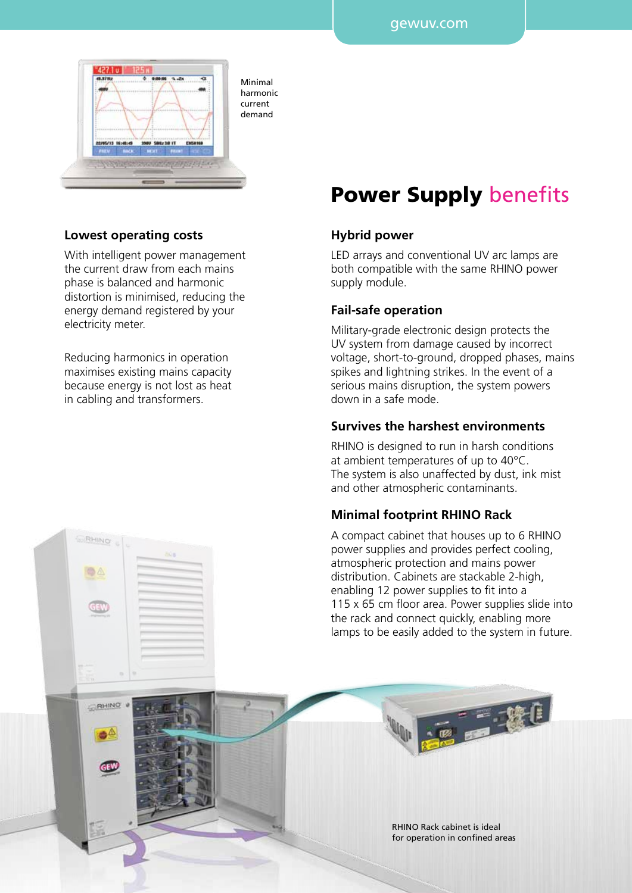Minimal harmonic current demand

## Power Supply benefits

### Lowest operating costs

With intelligent power management the current draw from each mains phase is balanced and harmonic distortion is minimised, reducing the energy demand registered by your electricity meter.

Reducing harmonics in operation maximises existing mains capacity because energy is not lost as heat in cabling and transformers.

### Hybrid power

LED arrays and conventional UV arc lamps are both compatible with the same RHINO power supply module.

### Fail-safe operation

Military-grade electronic design protects the UV system from damage caused by incorrect voltage, short-to-ground, dropped phases, mains spikes and lightning strikes. In the event of a serious mains disruption, the system powers down in a safe mode.

### Survives the harshest environments

RHINO is designed to run in harsh conditions at ambient temperatures of up to 40°C. The system is also unaffected by dust, ink mist and other atmospheric contaminants.

### Minimal footprint RHINO Rack

A compact cabinet that houses up to 6 RHINO power supplies and provides perfect cooling, atmospheric protection and mains power distribution. Cabinets are stackable 2-high, enabling 12 power supplies to fit into a 115 x 65 cm floor area. Power supplies slide into the rack and connect quickly, enabling more lamps to be easily added to the system in future.

RHINO Rack cabinet is ideal for operation in confined areas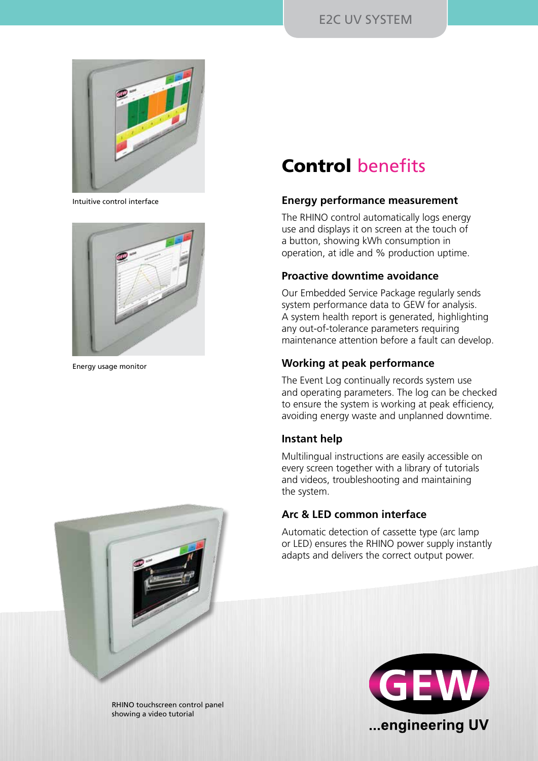Intuitive control interface

Energy usage monitor

RHINO touchscreen control panel showing a video tutorial

# **Control** benefits

### Energy performance measurement

The RHINO control automatically logs energy use and displays it on screen at the touch of a button, showing kWh consumption in operation, at idle and % production uptime.

### Proactive downtime avoidance

Our Embedded Service Package regularly sends system performance data to GEW for analysis. A system health report is generated, highlighting any out-of-tolerance parameters requiring maintenance attention before a fault can develop.

### Working at peak performance

The Event Log continually records system use and operating parameters. The log can be checked to ensure the system is working at peak efficiency, avoiding energy waste and unplanned downtime.

### Instant help

Multilingual instructions are easily accessible on every screen together with a library of tutorials and videos, troubleshooting and maintaining the system.

### Arc & LED common interface

Automatic detection of cassette type (arc lamp or LED) ensures the RHINO power supply instantly adapts and delivers the correct output power.

GEW ...engineering UV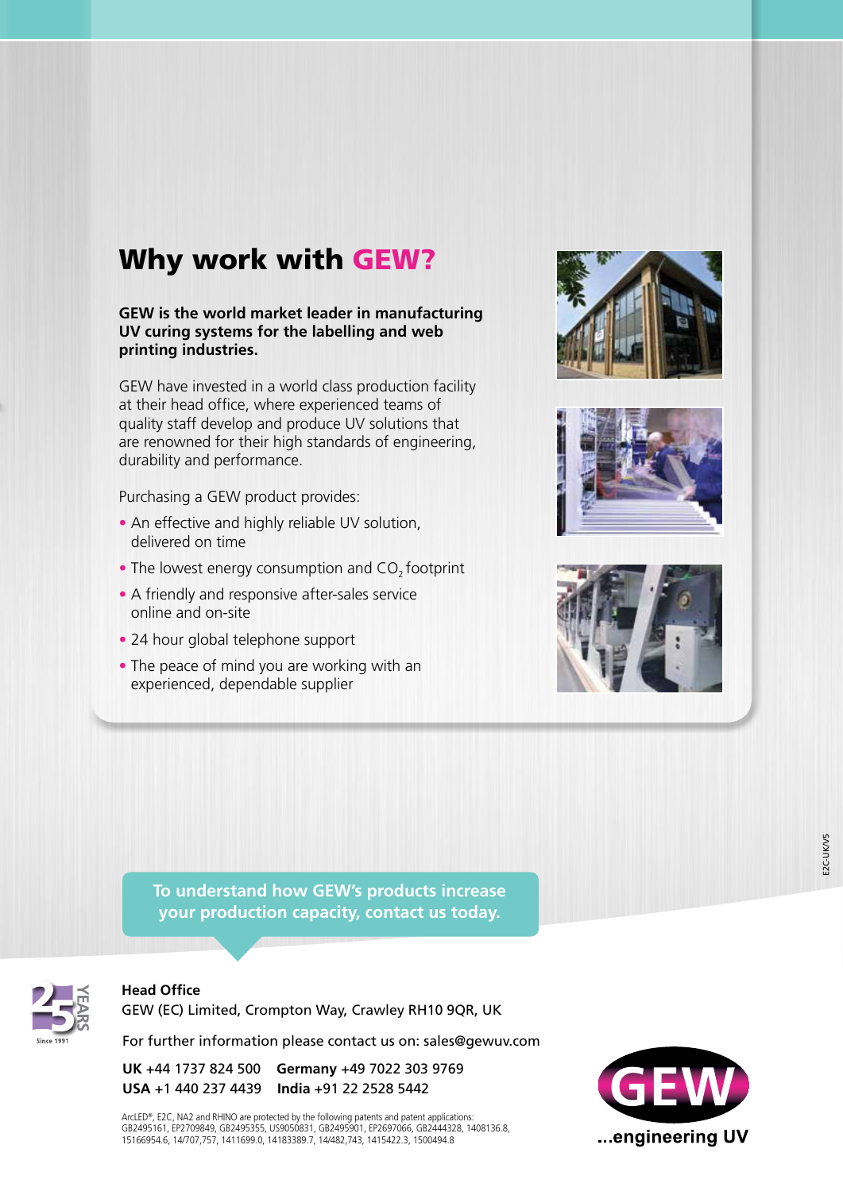# Why work with GEW?

**GEW is the world market leader in manufacturing UV curing systems for the labelling and web printing industries.**

GEW have invested in a world class production facility at their head office, where experienced teams of quality staff develop and produce UV solutions that are renowned for their high standards of engineering, durability and performance.

Purchasing a GEW product provides:

- An effective and highly reliable UV solution, delivered on time
- The lowest energy consumption and $CO_2$ footprint
- A friendly and responsive after-sales service online and on-site
- 24 hour global telephone support
- The peace of mind you are working with an experienced, dependable supplier

**To understand how GEW's products increase your production capacity, contact us today.**

25 YEARS Since 1991

**Head Office**
GEW (EC) Limited, Crompton Way, Crawley RH10 9QR, UK

For further information please contact us on: sales@gewuv.com

**UK** +44 1737 824 500 **Germany** +49 7022 303 9769
**USA** +1 440 237 4439 **India** +91 22 2528 5442

ArcLED®, E2C, NA2 and RHINO are protected by the following patents and patent applications:
GB2495161, EP2709849, GB2495355, US9050831, GB2495901, EP2697066, GB2444328, 1408136.8, 15166954.6, 14/707,757, 1411699.0, 14183389.7, 14/482,743, 1415422.3, 1500494.8

GEW ...engineering UV

E2C-UK/V5